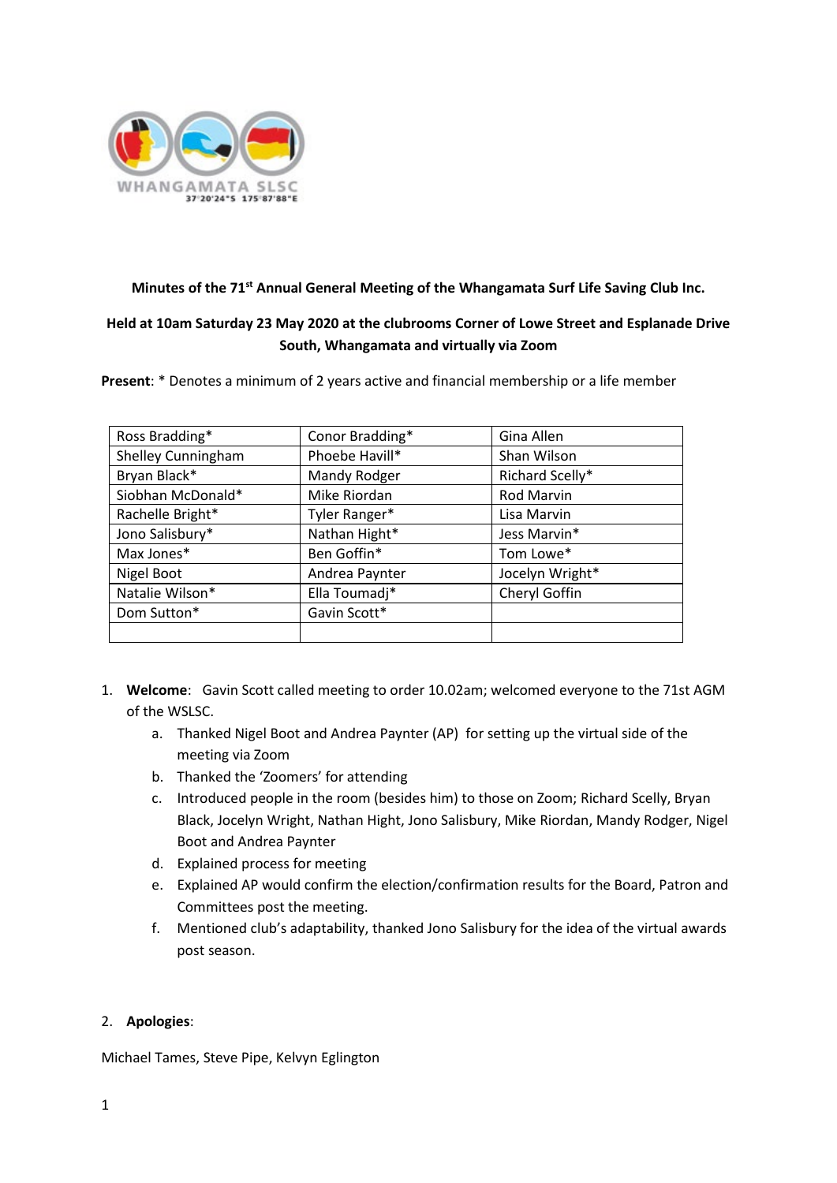**Minutes of the 71st Annual General Meeting of the Whangamata Surf Life Saving Club Inc.**

**Held at 10am Saturday 23 May 2020 at the clubrooms Corner of Lowe Street and Esplanade Drive South, Whangamata and virtually via Zoom**

**Present**: * Denotes a minimum of 2 years active and financial membership or a life member

| | | |
|---|---|---|
| Ross Bradding* | Conor Bradding* | Gina Allen |
| Shelley Cunningham | Phoebe Havill* | Shan Wilson |
| Bryan Black* | Mandy Rodger | Richard Scelly* |
| Siobhan McDonald* | Mike Riordan | Rod Marvin |
| Rachelle Bright* | Tyler Ranger* | Lisa Marvin |
| Jono Salisbury* | Nathan Hight* | Jess Marvin* |
| Max Jones* | Ben Goffin* | Tom Lowe* |
| Nigel Boot | Andrea Paynter | Jocelyn Wright* |
| Natalie Wilson* | Ella Toumadj* | Cheryl Goffin |
| Dom Sutton* | Gavin Scott* | |
| | | |

1. **Welcome**: Gavin Scott called meeting to order 10.02am; welcomed everyone to the 71st AGM of the WSLSC.
    a. Thanked Nigel Boot and Andrea Paynter (AP) for setting up the virtual side of the meeting via Zoom
    b. Thanked the 'Zoomers' for attending
    c. Introduced people in the room (besides him) to those on Zoom; Richard Scelly, Bryan Black, Jocelyn Wright, Nathan Hight, Jono Salisbury, Mike Riordan, Mandy Rodger, Nigel Boot and Andrea Paynter
    d. Explained process for meeting
    e. Explained AP would confirm the election/confirmation results for the Board, Patron and Committees post the meeting.
    f. Mentioned club's adaptability, thanked Jono Salisbury for the idea of the virtual awards post season.

2. **Apologies**:

Michael Tames, Steve Pipe, Kelvyn Eglington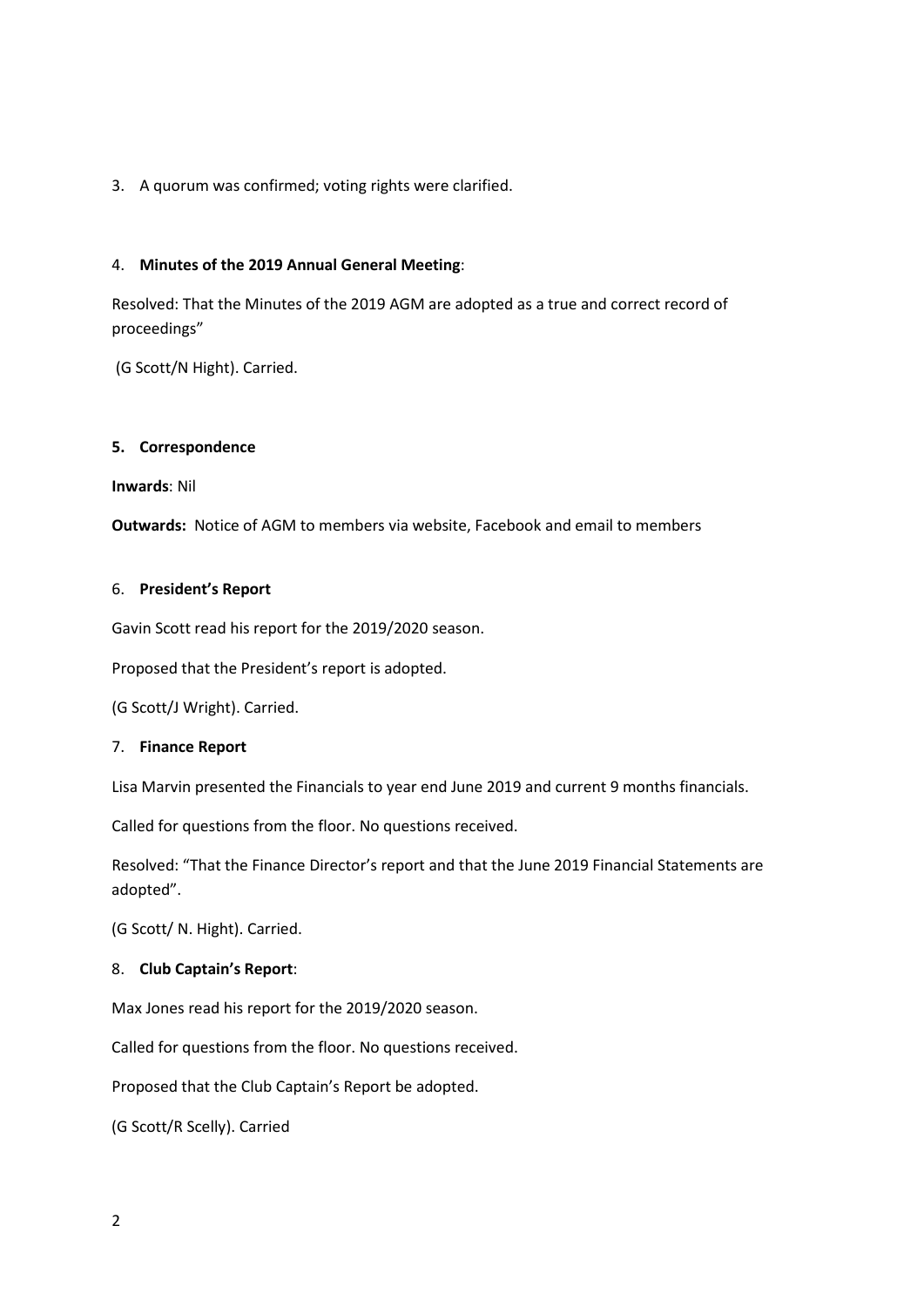3. A quorum was confirmed; voting rights were clarified.

4. **Minutes of the 2019 Annual General Meeting**:

Resolved: That the Minutes of the 2019 AGM are adopted as a true and correct record of proceedings"

(G Scott/N Hight). Carried.

5. **Correspondence**

**Inwards**: Nil

**Outwards:** Notice of AGM to members via website, Facebook and email to members

6. **President's Report**

Gavin Scott read his report for the 2019/2020 season.

Proposed that the President's report is adopted.

(G Scott/J Wright). Carried.

7. **Finance Report**

Lisa Marvin presented the Financials to year end June 2019 and current 9 months financials.

Called for questions from the floor. No questions received.

Resolved: "That the Finance Director's report and that the June 2019 Financial Statements are adopted".

(G Scott/ N. Hight). Carried.

8. **Club Captain's Report**:

Max Jones read his report for the 2019/2020 season.

Called for questions from the floor. No questions received.

Proposed that the Club Captain's Report be adopted.

(G Scott/R Scelly). Carried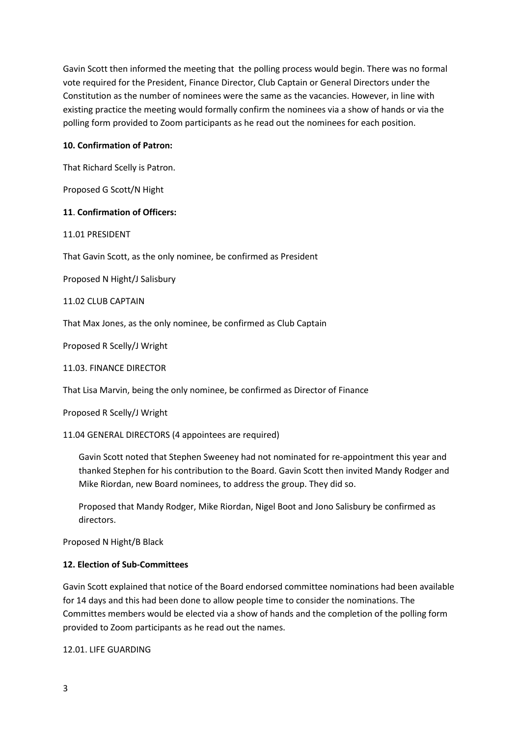Gavin Scott then informed the meeting that the polling process would begin. There was no formal vote required for the President, Finance Director, Club Captain or General Directors under the Constitution as the number of nominees were the same as the vacancies. However, in line with existing practice the meeting would formally confirm the nominees via a show of hands or via the polling form provided to Zoom participants as he read out the nominees for each position.

**10. Confirmation of Patron:**

That Richard Scelly is Patron.

Proposed G Scott/N Hight

**11**. **Confirmation of Officers:**

11.01 PRESIDENT

That Gavin Scott, as the only nominee, be confirmed as President

Proposed N Hight/J Salisbury

11.02 CLUB CAPTAIN

That Max Jones, as the only nominee, be confirmed as Club Captain

Proposed R Scelly/J Wright

11.03. FINANCE DIRECTOR

That Lisa Marvin, being the only nominee, be confirmed as Director of Finance

Proposed R Scelly/J Wright

11.04 GENERAL DIRECTORS (4 appointees are required)

> Gavin Scott noted that Stephen Sweeney had not nominated for re-appointment this year and thanked Stephen for his contribution to the Board. Gavin Scott then invited Mandy Rodger and Mike Riordan, new Board nominees, to address the group. They did so.
>
> Proposed that Mandy Rodger, Mike Riordan, Nigel Boot and Jono Salisbury be confirmed as directors.

Proposed N Hight/B Black

**12. Election of Sub-Committees**

Gavin Scott explained that notice of the Board endorsed committee nominations had been available for 14 days and this had been done to allow people time to consider the nominations. The Committes members would be elected via a show of hands and the completion of the polling form provided to Zoom participants as he read out the names.

12.01. LIFE GUARDING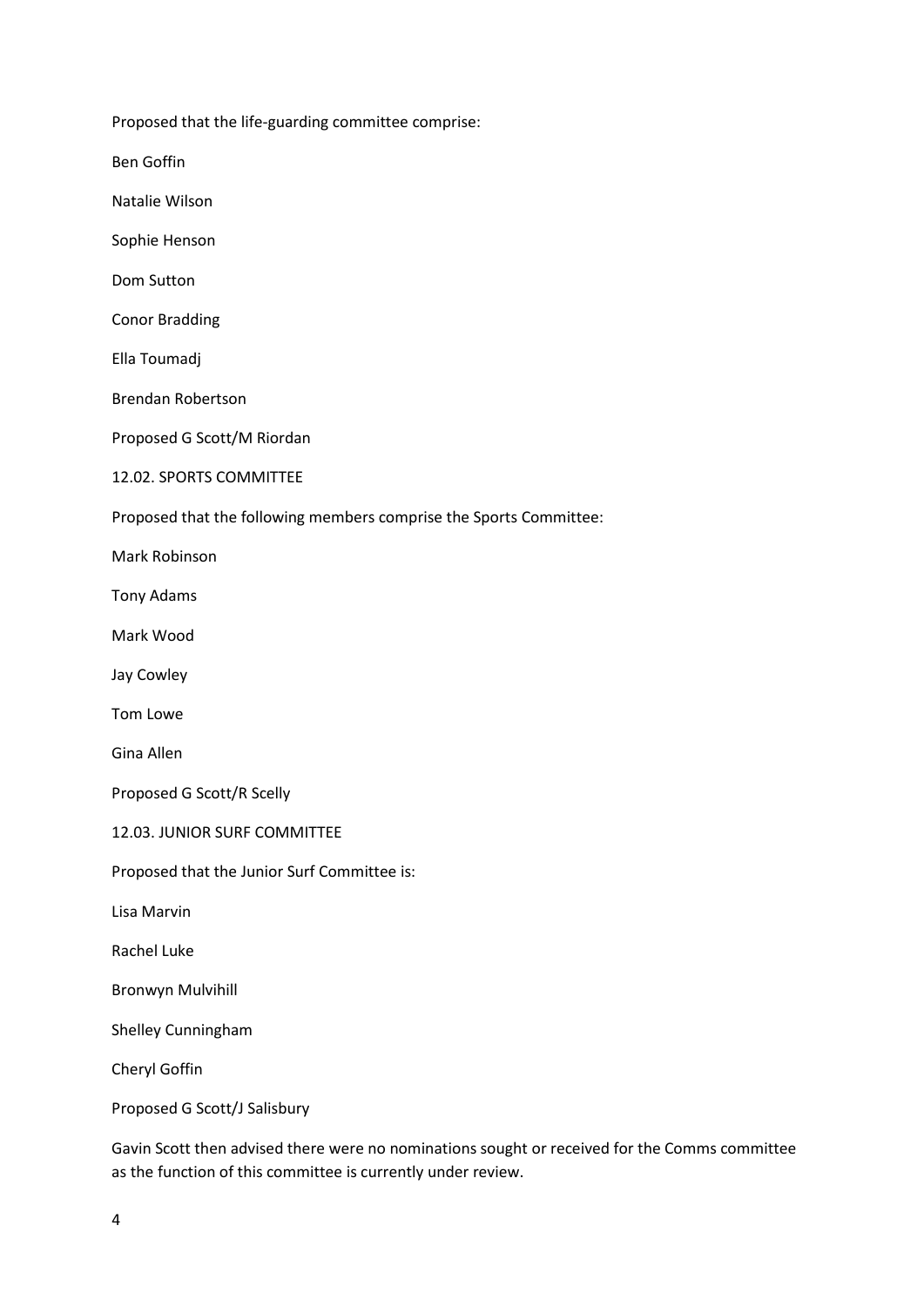Proposed that the life-guarding committee comprise:

Ben Goffin

Natalie Wilson

Sophie Henson

Dom Sutton

Conor Bradding

Ella Toumadj

Brendan Robertson

Proposed G Scott/M Riordan

12.02. SPORTS COMMITTEE

Proposed that the following members comprise the Sports Committee:

Mark Robinson

Tony Adams

Mark Wood

Jay Cowley

Tom Lowe

Gina Allen

Proposed G Scott/R Scelly

12.03. JUNIOR SURF COMMITTEE

Proposed that the Junior Surf Committee is:

Lisa Marvin

Rachel Luke

Bronwyn Mulvihill

Shelley Cunningham

Cheryl Goffin

Proposed G Scott/J Salisbury

Gavin Scott then advised there were no nominations sought or received for the Comms committee as the function of this committee is currently under review.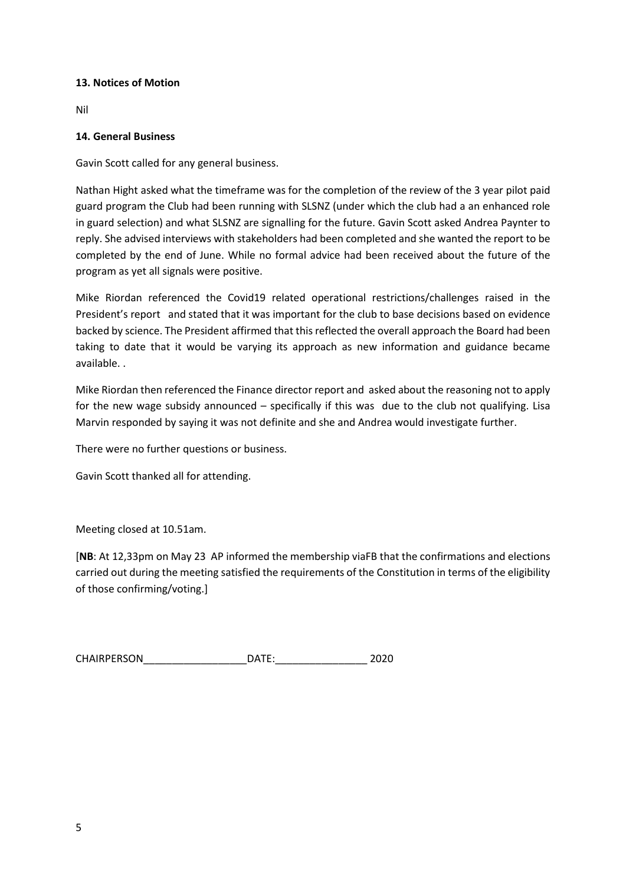**13. Notices of Motion**

Nil

**14. General Business**

Gavin Scott called for any general business.

Nathan Hight asked what the timeframe was for the completion of the review of the 3 year pilot paid guard program the Club had been running with SLSNZ (under which the club had a an enhanced role in guard selection) and what SLSNZ are signalling for the future. Gavin Scott asked Andrea Paynter to reply. She advised interviews with stakeholders had been completed and she wanted the report to be completed by the end of June. While no formal advice had been received about the future of the program as yet all signals were positive.

Mike Riordan referenced the Covid19 related operational restrictions/challenges raised in the President's report and stated that it was important for the club to base decisions based on evidence backed by science. The President affirmed that this reflected the overall approach the Board had been taking to date that it would be varying its approach as new information and guidance became available. .

Mike Riordan then referenced the Finance director report and asked about the reasoning not to apply for the new wage subsidy announced – specifically if this was due to the club not qualifying. Lisa Marvin responded by saying it was not definite and she and Andrea would investigate further.

There were no further questions or business.

Gavin Scott thanked all for attending.

Meeting closed at 10.51am.

[**NB**: At 12,33pm on May 23 AP informed the membership viaFB that the confirmations and elections carried out during the meeting satisfied the requirements of the Constitution in terms of the eligibility of those confirming/voting.]

CHAIRPERSON__________________DATE:________________ 2020